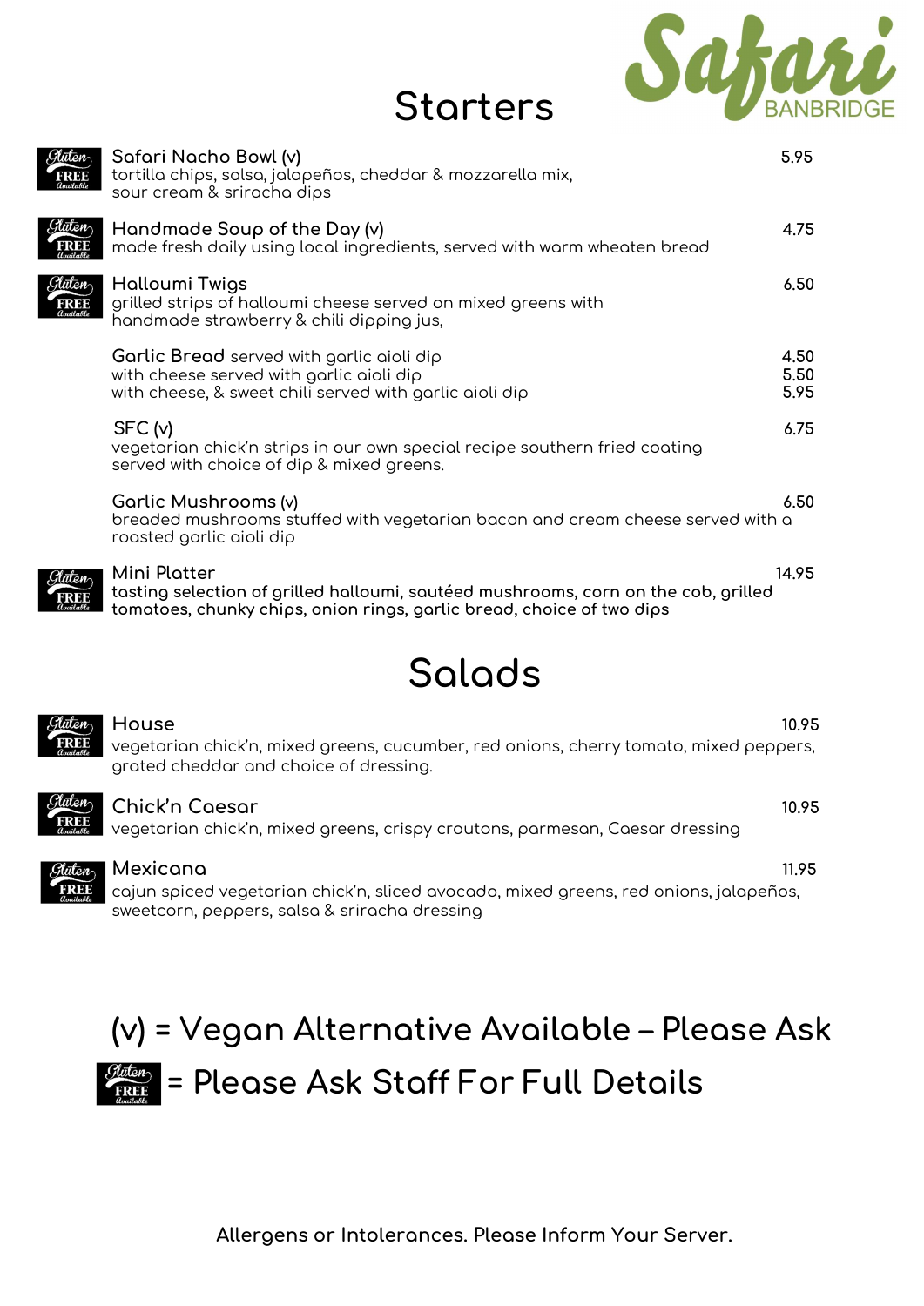Safari BANBRIDGE

# Starters

**Safari Nacho Bowl (v)** — 5.95 *(Gluten Free Available)*
tortilla chips, salsa, jalapeños, cheddar & mozzarella mix, sour cream & sriracha dips

**Handmade Soup of the Day (v)** — 4.75 *(Gluten Free Available)*
made fresh daily using local ingredients, served with warm wheaten bread

**Halloumi Twigs** — 6.50 *(Gluten Free Available)*
grilled strips of halloumi cheese served on mixed greens with handmade strawberry & chili dipping jus,

**Garlic Bread** served with garlic aioli dip — 4.50
with cheese served with garlic aioli dip — 5.50
with cheese, & sweet chili served with garlic aioli dip — 5.95

**SFC (v)** — 6.75
vegetarian chick'n strips in our own special recipe southern fried coating served with choice of dip & mixed greens.

**Garlic Mushrooms (v)** — 6.50
breaded mushrooms stuffed with vegetarian bacon and cream cheese served with a roasted garlic aioli dip

**Mini Platter** — 14.95 *(Gluten Free Available)*
**tasting selection of grilled halloumi, sautéed mushrooms, corn on the cob, grilled tomatoes, chunky chips, onion rings, garlic bread, choice of two dips**

# Salads

**House** — 10.95 *(Gluten Free Available)*
vegetarian chick'n, mixed greens, cucumber, red onions, cherry tomato, mixed peppers, grated cheddar and choice of dressing.

**Chick'n Caesar** — 10.95 *(Gluten Free Available)*
vegetarian chick'n, mixed greens, crispy croutons, parmesan, Caesar dressing

**Mexicana** — 11.95 *(Gluten Free Available)*
cajun spiced vegetarian chick'n, sliced avocado, mixed greens, red onions, jalapeños, sweetcorn, peppers, salsa & sriracha dressing

## (v) = Vegan Alternative Available – Please Ask

## Gluten Free Available = Please Ask Staff For Full Details

**Allergens or Intolerances. Please Inform Your Server.**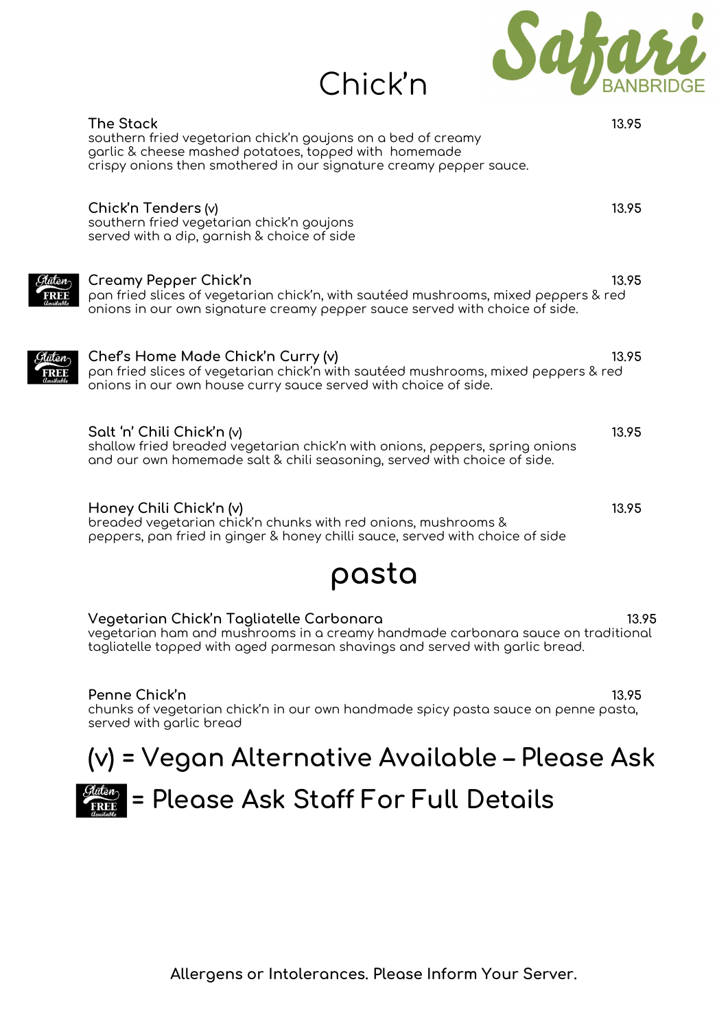# Chick'n

Safari BANBRIDGE

**The Stack** 13.95
southern fried vegetarian chick'n goujons on a bed of creamy garlic & cheese mashed potatoes, topped with homemade crispy onions then smothered in our signature creamy pepper sauce.

**Chick'n Tenders (v)** 13.95
southern fried vegetarian chick'n goujons served with a dip, garnish & choice of side

Gluten FREE Available **Creamy Pepper Chick'n** 13.95
pan fried slices of vegetarian chick'n, with sautéed mushrooms, mixed peppers & red onions in our own signature creamy pepper sauce served with choice of side.

Gluten FREE Available **Chef's Home Made Chick'n Curry (v)** 13.95
pan fried slices of vegetarian chick'n with sautéed mushrooms, mixed peppers & red onions in our own house curry sauce served with choice of side.

**Salt 'n' Chili Chick'n (v)** 13.95
shallow fried breaded vegetarian chick'n with onions, peppers, spring onions and our own homemade salt & chili seasoning, served with choice of side.

**Honey Chili Chick'n (v)** 13.95
breaded vegetarian chick'n chunks with red onions, mushrooms & peppers, pan fried in ginger & honey chilli sauce, served with choice of side

# pasta

**Vegetarian Chick'n Tagliatelle Carbonara** 13.95
vegetarian ham and mushrooms in a creamy handmade carbonara sauce on traditional tagliatelle topped with aged parmesan shavings and served with garlic bread.

**Penne Chick'n** 13.95
chunks of vegetarian chick'n in our own handmade spicy pasta sauce on penne pasta, served with garlic bread

## (v) = Vegan Alternative Available – Please Ask

## Gluten FREE Available = Please Ask Staff For Full Details

**Allergens or Intolerances. Please Inform Your Server.**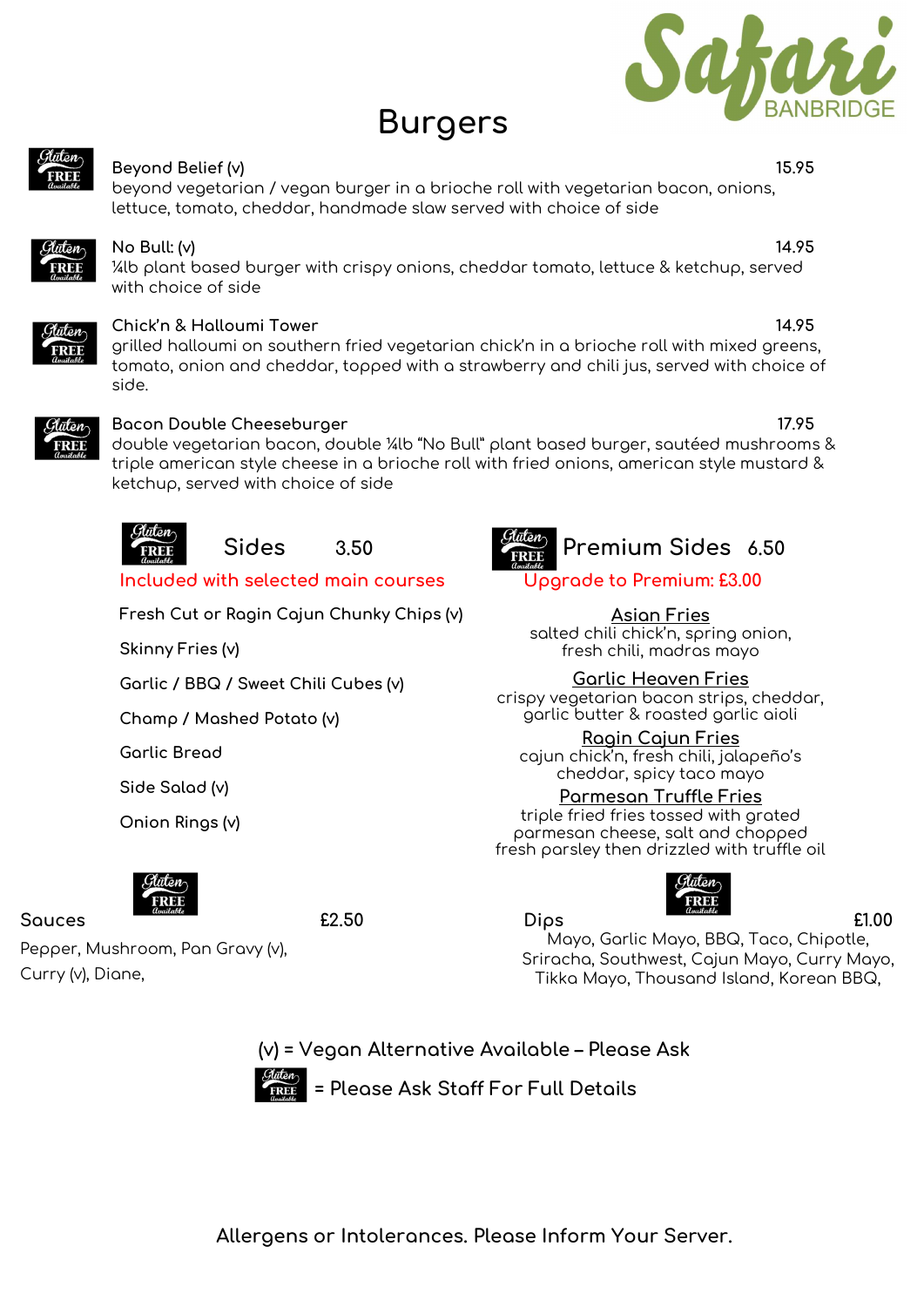Safari
BANBRIDGE

# Burgers

Gluten FREE Available

**Beyond Belief (v)** 15.95
beyond vegetarian / vegan burger in a brioche roll with vegetarian bacon, onions, lettuce, tomato, cheddar, handmade slaw served with choice of side

Gluten FREE Available

**No Bull: (v)** 14.95
¼lb plant based burger with crispy onions, cheddar tomato, lettuce & ketchup, served with choice of side

Gluten FREE Available

**Chick'n & Halloumi Tower** 14.95
grilled halloumi on southern fried vegetarian chick'n in a brioche roll with mixed greens, tomato, onion and cheddar, topped with a strawberry and chili jus, served with choice of side.

Gluten FREE Available

**Bacon Double Cheeseburger** 17.95
double vegetarian bacon, double ¼lb "No Bull" plant based burger, sautéed mushrooms & triple american style cheese in a brioche roll with fried onions, american style mustard & ketchup, served with choice of side

## Sides 3.50

Gluten FREE Available

Included with selected main courses

- Fresh Cut or Ragin Cajun Chunky Chips (v)
- Skinny Fries (v)
- Garlic / BBQ / Sweet Chili Cubes (v)
- Champ / Mashed Potato (v)
- Garlic Bread
- Side Salad (v)
- Onion Rings (v)

## Premium Sides 6.50

Gluten FREE Available

Upgrade to Premium: £3.00

**Asian Fries**
salted chili chick'n, spring onion, fresh chili, madras mayo

**Garlic Heaven Fries**
crispy vegetarian bacon strips, cheddar, garlic butter & roasted garlic aioli

**Ragin Cajun Fries**
cajun chick'n, fresh chili, jalapeño's cheddar, spicy taco mayo

**Parmesan Truffle Fries**
triple fried fries tossed with grated parmesan cheese, salt and chopped fresh parsley then drizzled with truffle oil

## Sauces £2.50

Gluten FREE Available

Pepper, Mushroom, Pan Gravy (v), Curry (v), Diane,

## Dips £1.00

Gluten FREE Available

Mayo, Garlic Mayo, BBQ, Taco, Chipotle, Sriracha, Southwest, Cajun Mayo, Curry Mayo, Tikka Mayo, Thousand Island, Korean BBQ,

(v) = Vegan Alternative Available – Please Ask

Gluten FREE Available = Please Ask Staff For Full Details

Allergens or Intolerances. Please Inform Your Server.